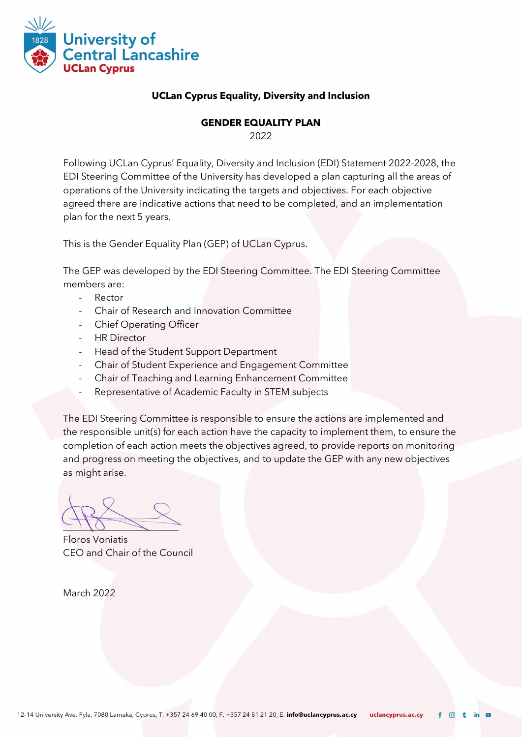**UCLan Cyprus Equality, Diversity and Inclusion**

# GENDER EQUALITY PLAN

2022

Following UCLan Cyprus' Equality, Diversity and Inclusion (EDI) Statement 2022-2028, the EDI Steering Committee of the University has developed a plan capturing all the areas of operations of the University indicating the targets and objectives. For each objective agreed there are indicative actions that need to be completed, and an implementation plan for the next 5 years.

This is the Gender Equality Plan (GEP) of UCLan Cyprus.

The GEP was developed by the EDI Steering Committee. The EDI Steering Committee members are:

- Rector
- Chair of Research and Innovation Committee
- Chief Operating Officer
- HR Director
- Head of the Student Support Department
- Chair of Student Experience and Engagement Committee
- Chair of Teaching and Learning Enhancement Committee
- Representative of Academic Faculty in STEM subjects

The EDI Steering Committee is responsible to ensure the actions are implemented and the responsible unit(s) for each action have the capacity to implement them, to ensure the completion of each action meets the objectives agreed, to provide reports on monitoring and progress on meeting the objectives, and to update the GEP with any new objectives as might arise.

Floros Voniatis
CEO and Chair of the Council

March 2022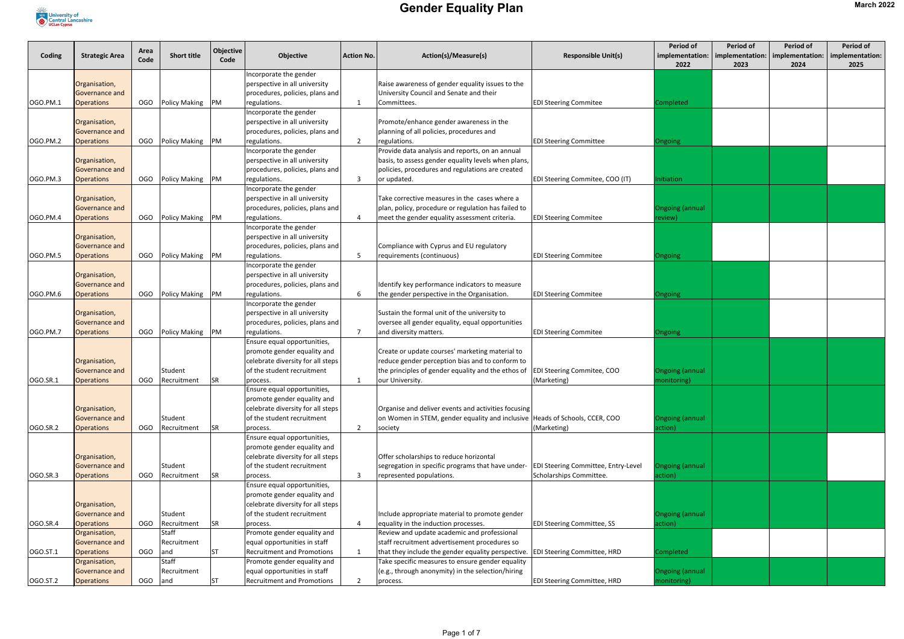# Gender Equality Plan

March 2022

| Coding | Strategic Area | Area Code | Short title | Objective Code | Objective | Action No. | Action(s)/Measure(s) | Responsible Unit(s) | Period of implementation: 2022 | Period of implementation: 2023 | Period of implementation: 2024 | Period of implementation: 2025 |
|---|---|---|---|---|---|---|---|---|---|---|---|---|
| OGO.PM.1 | Organisation, Governance and Operations | OGO | Policy Making | PM | Incorporate the gender perspective in all university procedures, policies, plans and regulations. | 1 | Raise awareness of gender equality issues to the University Council and Senate and their Committees. | EDI Steering Commitee | Completed | | | |
| OGO.PM.2 | Organisation, Governance and Operations | OGO | Policy Making | PM | Incorporate the gender perspective in all university procedures, policies, plans and regulations. | 2 | Promote/enhance gender awareness in the planning of all policies, procedures and regulations. | EDI Steering Committee | Ongoing | | | |
| OGO.PM.3 | Organisation, Governance and Operations | OGO | Policy Making | PM | Incorporate the gender perspective in all university procedures, policies, plans and regulations. | 3 | Provide data analysis and reports, on an annual basis, to assess gender equality levels when plans, policies, procedures and regulations are created or updated. | EDI Steering Commitee, COO (IT) | Initiation | | | |
| OGO.PM.4 | Organisation, Governance and Operations | OGO | Policy Making | PM | Incorporate the gender perspective in all university procedures, policies, plans and regulations. | 4 | Take corrective measures in the cases where a plan, policy, procedure or regulation has failed to meet the gender equality assessment criteria. | EDI Steering Commitee | Ongoing (annual review) | | | |
| OGO.PM.5 | Organisation, Governance and Operations | OGO | Policy Making | PM | Incorporate the gender perspective in all university procedures, policies, plans and regulations. | 5 | Compliance with Cyprus and EU regulatory requirements (continuous) | EDI Steering Commitee | Ongoing | | | |
| OGO.PM.6 | Organisation, Governance and Operations | OGO | Policy Making | PM | Incorporate the gender perspective in all university procedures, policies, plans and regulations. | 6 | Identify key performance indicators to measure the gender perspective in the Organisation. | EDI Steering Commitee | Ongoing | | | |
| OGO.PM.7 | Organisation, Governance and Operations | OGO | Policy Making | PM | Incorporate the gender perspective in all university procedures, policies, plans and regulations. | 7 | Sustain the formal unit of the university to oversee all gender equality, equal opportunities and diversity matters. | EDI Steering Commitee | Ongoing | | | |
| OGO.SR.1 | Organisation, Governance and Operations | OGO | Student Recruitment | SR | Ensure equal opportunities, promote gender equality and celebrate diversity for all steps of the student recruitment process. | 1 | Create or update courses' marketing material to reduce gender perception bias and to conform to the principles of gender equality and the ethos of our University. | EDI Steering Commitee, COO (Marketing) | Ongoing (annual monitoring) | | | |
| OGO.SR.2 | Organisation, Governance and Operations | OGO | Student Recruitment | SR | Ensure equal opportunities, promote gender equality and celebrate diversity for all steps of the student recruitment process. | 2 | Organise and deliver events and activities focusing on Women in STEM, gender equality and inclusive society | Heads of Schools, CCER, COO (Marketing) | Ongoing (annual action) | | | |
| OGO.SR.3 | Organisation, Governance and Operations | OGO | Student Recruitment | SR | Ensure equal opportunities, promote gender equality and celebrate diversity for all steps of the student recruitment process. | 3 | Offer scholarships to reduce horizontal segregation in specific programs that have under-represented populations. | EDI Steering Committee, Entry-Level Scholarships Committee. | Ongoing (annual action) | | | |
| OGO.SR.4 | Organisation, Governance and Operations | OGO | Student Recruitment | SR | Ensure equal opportunities, promote gender equality and celebrate diversity for all steps of the student recruitment process. | 4 | Include appropriate material to promote gender equality in the induction processes. | EDI Steering Committee, SS | Ongoing (annual action) | | | |
| OGO.ST.1 | Organisation, Governance and Operations | OGO | Staff Recruitment and | ST | Promote gender equality and equal opportunities in staff Recruitment and Promotions | 1 | Review and update academic and professional staff recruitment advertisement procedures so that they include the gender equality perspective. | EDI Steering Committee, HRD | Completed | | | |
| OGO.ST.2 | Organisation, Governance and Operations | OGO | Staff Recruitment and | ST | Promote gender equality and equal opportunities in staff Recruitment and Promotions | 2 | Take specific measures to ensure gender equality (e.g., through anonymity) in the selection/hiring process. | EDI Steering Committee, HRD | Ongoing (annual monitoring) | | | |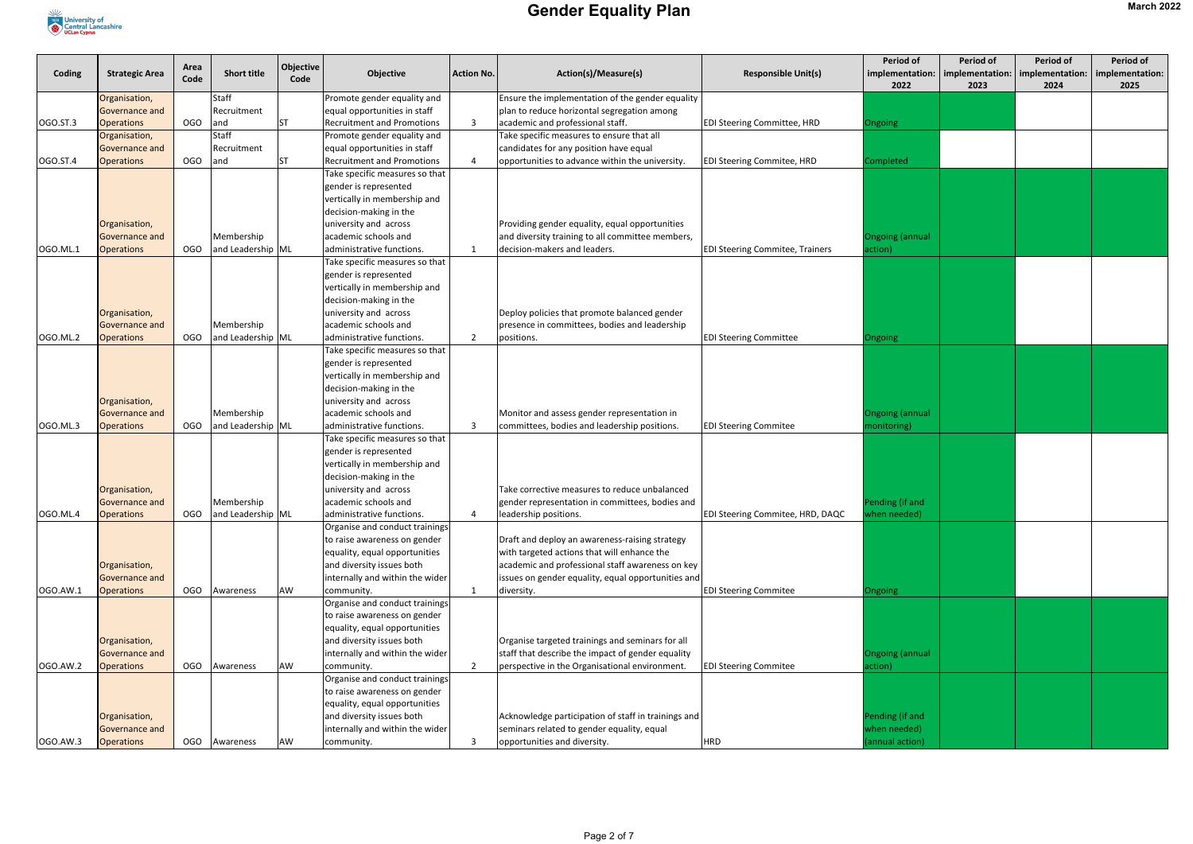# Gender Equality Plan

March 2022

| Coding | Strategic Area | Area Code | Short title | Objective Code | Objective | Action No. | Action(s)/Measure(s) | Responsible Unit(s) | Period of implementation: 2022 | Period of implementation: 2023 | Period of implementation: 2024 | Period of implementation: 2025 |
|---|---|---|---|---|---|---|---|---|---|---|---|---|
| OGO.ST.3 | Organisation, Governance and Operations | OGO | Staff Recruitment and | ST | Promote gender equality and equal opportunities in staff Recruitment and Promotions | 3 | Ensure the implementation of the gender equality plan to reduce horizontal segregation among academic and professional staff. | EDI Steering Committee, HRD | Ongoing | | | |
| OGO.ST.4 | Organisation, Governance and Operations | OGO | Staff Recruitment and | ST | Promote gender equality and equal opportunities in staff Recruitment and Promotions | 4 | Take specific measures to ensure that all candidates for any position have equal opportunities to advance within the university. | EDI Steering Commitee, HRD | Completed | | | |
| OGO.ML.1 | Organisation, Governance and Operations | OGO | Membership and Leadership | ML | Take specific measures so that gender is represented vertically in membership and decision-making in the university and across academic schools and administrative functions. | 1 | Providing gender equality, equal opportunities and diversity training to all committee members, decision-makers and leaders. | EDI Steering Commitee, Trainers | Ongoing (annual action) | | | |
| OGO.ML.2 | Organisation, Governance and Operations | OGO | Membership and Leadership | ML | Take specific measures so that gender is represented vertically in membership and decision-making in the university and across academic schools and administrative functions. | 2 | Deploy policies that promote balanced gender presence in committees, bodies and leadership positions. | EDI Steering Committee | Ongoing | | | |
| OGO.ML.3 | Organisation, Governance and Operations | OGO | Membership and Leadership | ML | Take specific measures so that gender is represented vertically in membership and decision-making in the university and across academic schools and administrative functions. | 3 | Monitor and assess gender representation in committees, bodies and leadership positions. | EDI Steering Commitee | Ongoing (annual monitoring) | | | |
| OGO.ML.4 | Organisation, Governance and Operations | OGO | Membership and Leadership | ML | Take specific measures so that gender is represented vertically in membership and decision-making in the university and across academic schools and administrative functions. | 4 | Take corrective measures to reduce unbalanced gender representation in committees, bodies and leadership positions. | EDI Steering Commitee, HRD, DAQC | Pending (if and when needed) | | | |
| OGO.AW.1 | Organisation, Governance and Operations | OGO | Awareness | AW | Organise and conduct trainings to raise awareness on gender equality, equal opportunities and diversity issues both internally and within the wider community. | 1 | Draft and deploy an awareness-raising strategy with targeted actions that will enhance the academic and professional staff awareness on key issues on gender equality, equal opportunities and diversity. | EDI Steering Commitee | Ongoing | | | |
| OGO.AW.2 | Organisation, Governance and Operations | OGO | Awareness | AW | Organise and conduct trainings to raise awareness on gender equality, equal opportunities and diversity issues both internally and within the wider community. | 2 | Organise targeted trainings and seminars for all staff that describe the impact of gender equality perspective in the Organisational environment. | EDI Steering Commitee | Ongoing (annual action) | | | |
| OGO.AW.3 | Organisation, Governance and Operations | OGO | Awareness | AW | Organise and conduct trainings to raise awareness on gender equality, equal opportunities and diversity issues both internally and within the wider community. | 3 | Acknowledge participation of staff in trainings and seminars related to gender equality, equal opportunities and diversity. | HRD | Pending (if and when needed) (annual action) | | | |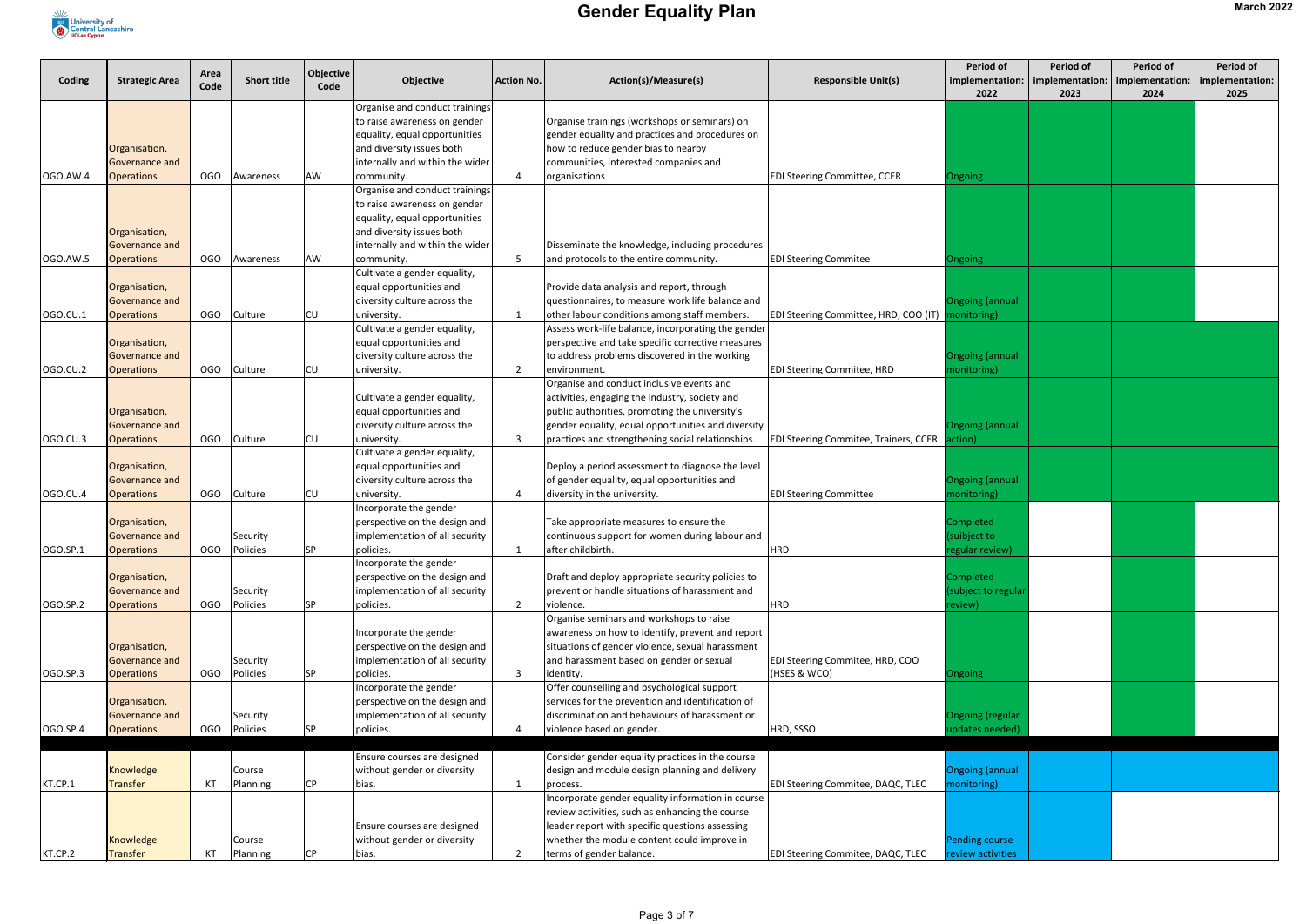| Coding | Strategic Area | Area Code | Short title | Objective Code | Objective | Action No. | Action(s)/Measure(s) | Responsible Unit(s) | Period of implementation: 2022 | Period of implementation: 2023 | Period of implementation: 2024 | Period of implementation: 2025 |
|---|---|---|---|---|---|---|---|---|---|---|---|---|
| OGO.AW.4 | Organisation, Governance and Operations | OGO | Awareness | AW | Organise and conduct trainings to raise awareness on gender equality, equal opportunities and diversity issues both internally and within the wider community. | 4 | Organise trainings (workshops or seminars) on gender equality and practices and procedures on how to reduce gender bias to nearby communities, interested companies and organisations | EDI Steering Committee, CCER | Ongoing | | | |
| OGO.AW.5 | Organisation, Governance and Operations | OGO | Awareness | AW | Organise and conduct trainings to raise awareness on gender equality, equal opportunities and diversity issues both internally and within the wider community. | 5 | Disseminate the knowledge, including procedures and protocols to the entire community. | EDI Steering Commitee | Ongoing | | | |
| OGO.CU.1 | Organisation, Governance and Operations | OGO | Culture | CU | Cultivate a gender equality, equal opportunities and diversity culture across the university. | 1 | Provide data analysis and report, through questionnaires, to measure work life balance and other labour conditions among staff members. | EDI Steering Committee, HRD, COO (IT) | Ongoing (annual monitoring) | | | |
| OGO.CU.2 | Organisation, Governance and Operations | OGO | Culture | CU | Cultivate a gender equality, equal opportunities and diversity culture across the university. | 2 | Assess work-life balance, incorporating the gender perspective and take specific corrective measures to address problems discovered in the working environment. | EDI Steering Commitee, HRD | Ongoing (annual monitoring) | | | |
| OGO.CU.3 | Organisation, Governance and Operations | OGO | Culture | CU | Cultivate a gender equality, equal opportunities and diversity culture across the university. | 3 | Organise and conduct inclusive events and activities, engaging the industry, society and public authorities, promoting the university's gender equality, equal opportunities and diversity practices and strengthening social relationships. | EDI Steering Commitee, Trainers, CCER | Ongoing (annual action) | | | |
| OGO.CU.4 | Organisation, Governance and Operations | OGO | Culture | CU | Cultivate a gender equality, equal opportunities and diversity culture across the university. | 4 | Deploy a period assessment to diagnose the level of gender equality, equal opportunities and diversity in the university. | EDI Steering Committee | Ongoing (annual monitoring) | | | |
| OGO.SP.1 | Organisation, Governance and Operations | OGO | Security Policies | SP | Incorporate the gender perspective on the design and implementation of all security policies. | 1 | Take appropriate measures to ensure the continuous support for women during labour and after childbirth. | HRD | Completed (subject to regular review) | | | |
| OGO.SP.2 | Organisation, Governance and Operations | OGO | Security Policies | SP | Incorporate the gender perspective on the design and implementation of all security policies. | 2 | Draft and deploy appropriate security policies to prevent or handle situations of harassment and violence. | HRD | Completed (subject to regular review) | | | |
| OGO.SP.3 | Organisation, Governance and Operations | OGO | Security Policies | SP | Incorporate the gender perspective on the design and implementation of all security policies. | 3 | Organise seminars and workshops to raise awareness on how to identify, prevent and report situations of gender violence, sexual harassment and harassment based on gender or sexual identity. | EDI Steering Commitee, HRD, COO (HSES & WCO) | Ongoing | | | |
| OGO.SP.4 | Organisation, Governance and Operations | OGO | Security Policies | SP | Incorporate the gender perspective on the design and implementation of all security policies. | 4 | Offer counselling and psychological support services for the prevention and identification of discrimination and behaviours of harassment or violence based on gender. | HRD, SSSO | Ongoing (regular updates needed) | | | |
| KT.CP.1 | Knowledge Transfer | KT | Course Planning | CP | Ensure courses are designed without gender or diversity bias. | 1 | Consider gender equality practices in the course design and module design planning and delivery process. | EDI Steering Commitee, DAQC, TLEC | Ongoing (annual monitoring) | | | |
| KT.CP.2 | Knowledge Transfer | KT | Course Planning | CP | Ensure courses are designed without gender or diversity bias. | 2 | Incorporate gender equality information in course review activities, such as enhancing the course leader report with specific questions assessing whether the module content could improve in terms of gender balance. | EDI Steering Commitee, DAQC, TLEC | Pending course review activities | | | |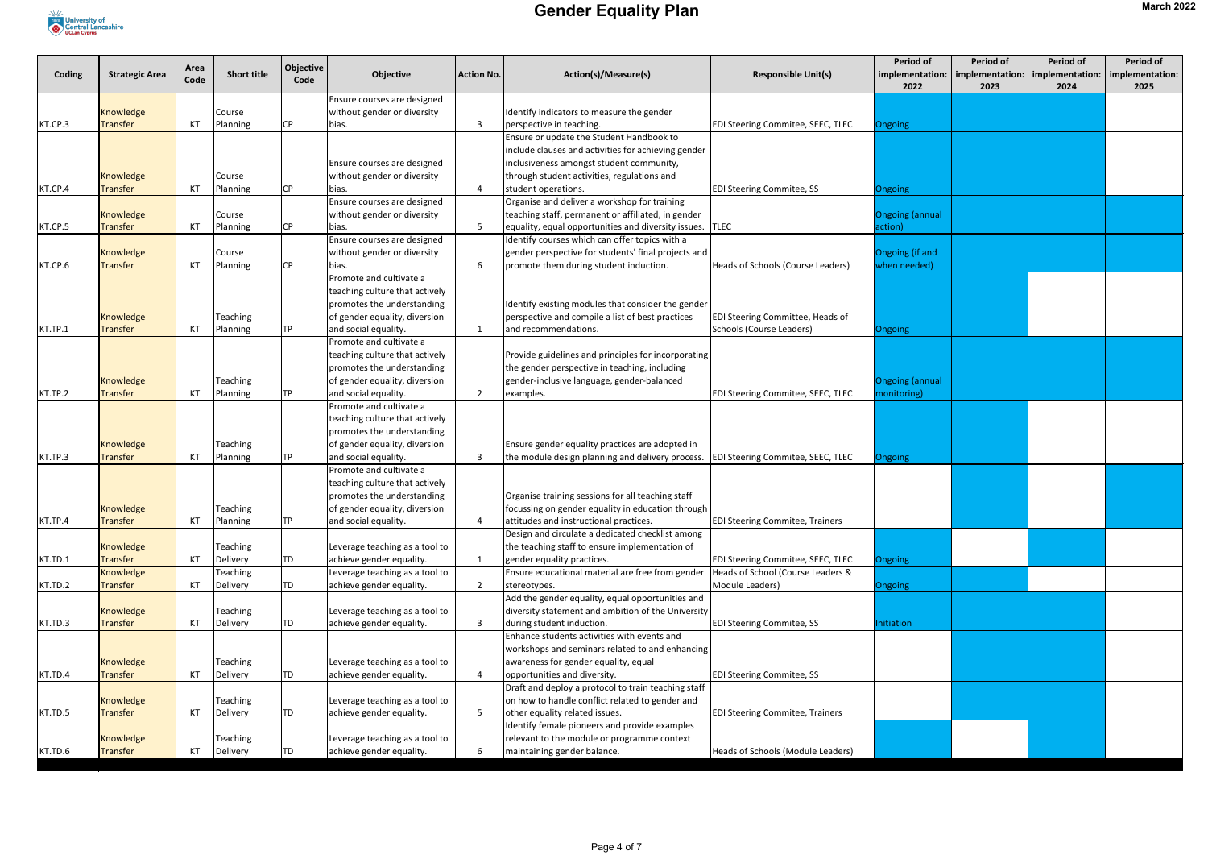| Coding | Strategic Area | Area Code | Short title | Objective Code | Objective | Action No. | Action(s)/Measure(s) | Responsible Unit(s) | Period of implementation: 2022 | Period of implementation: 2023 | Period of implementation: 2024 | Period of implementation: 2025 |
|---|---|---|---|---|---|---|---|---|---|---|---|---|
| KT.CP.3 | Knowledge Transfer | KT | Course Planning | CP | Ensure courses are designed without gender or diversity bias. | 3 | Identify indicators to measure the gender perspective in teaching. | EDI Steering Commitee, SEEC, TLEC | Ongoing | | | |
| KT.CP.4 | Knowledge Transfer | KT | Course Planning | CP | Ensure courses are designed without gender or diversity bias. | 4 | Ensure or update the Student Handbook to include clauses and activities for achieving gender inclusiveness amongst student community, through student activities, regulations and student operations. | EDI Steering Commitee, SS | Ongoing | | | |
| KT.CP.5 | Knowledge Transfer | KT | Course Planning | CP | Ensure courses are designed without gender or diversity bias. | 5 | Organise and deliver a workshop for training teaching staff, permanent or affiliated, in gender equality, equal opportunities and diversity issues. | TLEC | Ongoing (annual action) | | | |
| KT.CP.6 | Knowledge Transfer | KT | Course Planning | CP | Ensure courses are designed without gender or diversity bias. | 6 | Identify courses which can offer topics with a gender perspective for students' final projects and promote them during student induction. | Heads of Schools (Course Leaders) | Ongoing (if and when needed) | | | |
| KT.TP.1 | Knowledge Transfer | KT | Teaching Planning | TP | Promote and cultivate a teaching culture that actively promotes the understanding of gender equality, diversion and social equality. | 1 | Identify existing modules that consider the gender perspective and compile a list of best practices and recommendations. | EDI Steering Committee, Heads of Schools (Course Leaders) | Ongoing | | | |
| KT.TP.2 | Knowledge Transfer | KT | Teaching Planning | TP | Promote and cultivate a teaching culture that actively promotes the understanding of gender equality, diversion and social equality. | 2 | Provide guidelines and principles for incorporating the gender perspective in teaching, including gender-inclusive language, gender-balanced examples. | EDI Steering Commitee, SEEC, TLEC | Ongoing (annual monitoring) | | | |
| KT.TP.3 | Knowledge Transfer | KT | Teaching Planning | TP | Promote and cultivate a teaching culture that actively promotes the understanding of gender equality, diversion and social equality. | 3 | Ensure gender equality practices are adopted in the module design planning and delivery process. | EDI Steering Commitee, SEEC, TLEC | Ongoing | | | |
| KT.TP.4 | Knowledge Transfer | KT | Teaching Planning | TP | Promote and cultivate a teaching culture that actively promotes the understanding of gender equality, diversion and social equality. | 4 | Organise training sessions for all teaching staff focussing on gender equality in education through attitudes and instructional practices. | EDI Steering Commitee, Trainers | | | | |
| KT.TD.1 | Knowledge Transfer | KT | Teaching Delivery | TD | Leverage teaching as a tool to achieve gender equality. | 1 | Design and circulate a dedicated checklist among the teaching staff to ensure implementation of gender equality practices. | EDI Steering Commitee, SEEC, TLEC | Ongoing | | | |
| KT.TD.2 | Knowledge Transfer | KT | Teaching Delivery | TD | Leverage teaching as a tool to achieve gender equality. | 2 | Ensure educational material are free from gender stereotypes. | Heads of School (Course Leaders & Module Leaders) | Ongoing | | | |
| KT.TD.3 | Knowledge Transfer | KT | Teaching Delivery | TD | Leverage teaching as a tool to achieve gender equality. | 3 | Add the gender equality, equal opportunities and diversity statement and ambition of the University during student induction. | EDI Steering Commitee, SS | Initiation | | | |
| KT.TD.4 | Knowledge Transfer | KT | Teaching Delivery | TD | Leverage teaching as a tool to achieve gender equality. | 4 | Enhance students activities with events and workshops and seminars related to and enhancing awareness for gender equality, equal opportunities and diversity. | EDI Steering Commitee, SS | | | | |
| KT.TD.5 | Knowledge Transfer | KT | Teaching Delivery | TD | Leverage teaching as a tool to achieve gender equality. | 5 | Draft and deploy a protocol to train teaching staff on how to handle conflict related to gender and other equality related issues. | EDI Steering Commitee, Trainers | | | | |
| KT.TD.6 | Knowledge Transfer | KT | Teaching Delivery | TD | Leverage teaching as a tool to achieve gender equality. | 6 | Identify female pioneers and provide examples relevant to the module or programme context maintaining gender balance. | Heads of Schools (Module Leaders) | | | | |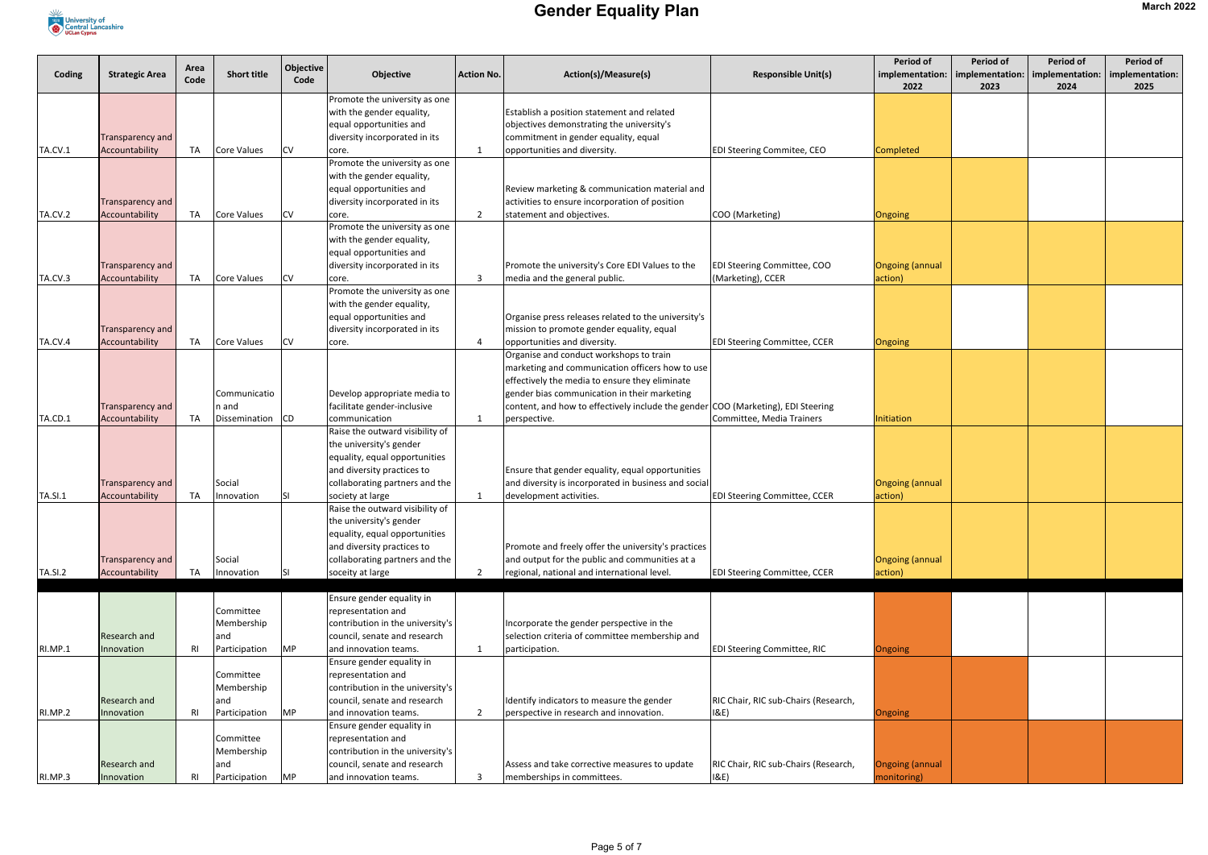# Gender Equality Plan

March 2022

| Coding | Strategic Area | Area Code | Short title | Objective Code | Objective | Action No. | Action(s)/Measure(s) | Responsible Unit(s) | Period of implementation: 2022 | Period of implementation: 2023 | Period of implementation: 2024 | Period of implementation: 2025 |
|---|---|---|---|---|---|---|---|---|---|---|---|---|
| TA.CV.1 | Transparency and Accountability | TA | Core Values | CV | Promote the university as one with the gender equality, equal opportunities and diversity incorporated in its core. | 1 | Establish a position statement and related objectives demonstrating the university's commitment in gender equality, equal opportunities and diversity. | EDI Steering Commitee, CEO | Completed | | | |
| TA.CV.2 | Transparency and Accountability | TA | Core Values | CV | Promote the university as one with the gender equality, equal opportunities and diversity incorporated in its core. | 2 | Review marketing & communication material and activities to ensure incorporation of position statement and objectives. | COO (Marketing) | Ongoing | | | |
| TA.CV.3 | Transparency and Accountability | TA | Core Values | CV | Promote the university as one with the gender equality, equal opportunities and diversity incorporated in its core. | 3 | Promote the university's Core EDI Values to the media and the general public. | EDI Steering Committee, COO (Marketing), CCER | Ongoing (annual action) | | | |
| TA.CV.4 | Transparency and Accountability | TA | Core Values | CV | Promote the university as one with the gender equality, equal opportunities and diversity incorporated in its core. | 4 | Organise press releases related to the university's mission to promote gender equality, equal opportunities and diversity. | EDI Steering Committee, CCER | Ongoing | | | |
| TA.CD.1 | Transparency and Accountability | TA | Communication and Dissemination | CD | Develop appropriate media to facilitate gender-inclusive communication | 1 | Organise and conduct workshops to train marketing and communication officers how to use effectively the media to ensure they eliminate gender bias communication in their marketing content, and how to effectively include the gender perspective. | COO (Marketing), EDI Steering Committee, Media Trainers | Initiation | | | |
| TA.SI.1 | Transparency and Accountability | TA | Social Innovation | SI | Raise the outward visibility of the university's gender equality, equal opportunities and diversity practices to collaborating partners and the society at large | 1 | Ensure that gender equality, equal opportunities and diversity is incorporated in business and social development activities. | EDI Steering Committee, CCER | Ongoing (annual action) | | | |
| TA.SI.2 | Transparency and Accountability | TA | Social Innovation | SI | Raise the outward visibility of the university's gender equality, equal opportunities and diversity practices to collaborating partners and the soceity at large | 2 | Promote and freely offer the university's practices and output for the public and communities at a regional, national and international level. | EDI Steering Committee, CCER | Ongoing (annual action) | | | |
| RI.MP.1 | Research and Innovation | RI | Committee Membership and Participation | MP | Ensure gender equality in representation and contribution in the university's council, senate and research and innovation teams. | 1 | Incorporate the gender perspective in the selection criteria of committee membership and participation. | EDI Steering Committee, RIC | Ongoing | | | |
| RI.MP.2 | Research and Innovation | RI | Committee Membership and Participation | MP | Ensure gender equality in representation and contribution in the university's council, senate and research and innovation teams. | 2 | Identify indicators to measure the gender perspective in research and innovation. | RIC Chair, RIC sub-Chairs (Research, I&E) | Ongoing | | | |
| RI.MP.3 | Research and Innovation | RI | Committee Membership and Participation | MP | Ensure gender equality in representation and contribution in the university's council, senate and research and innovation teams. | 3 | Assess and take corrective measures to update memberships in committees. | RIC Chair, RIC sub-Chairs (Research, I&E) | Ongoing (annual monitoring) | | | |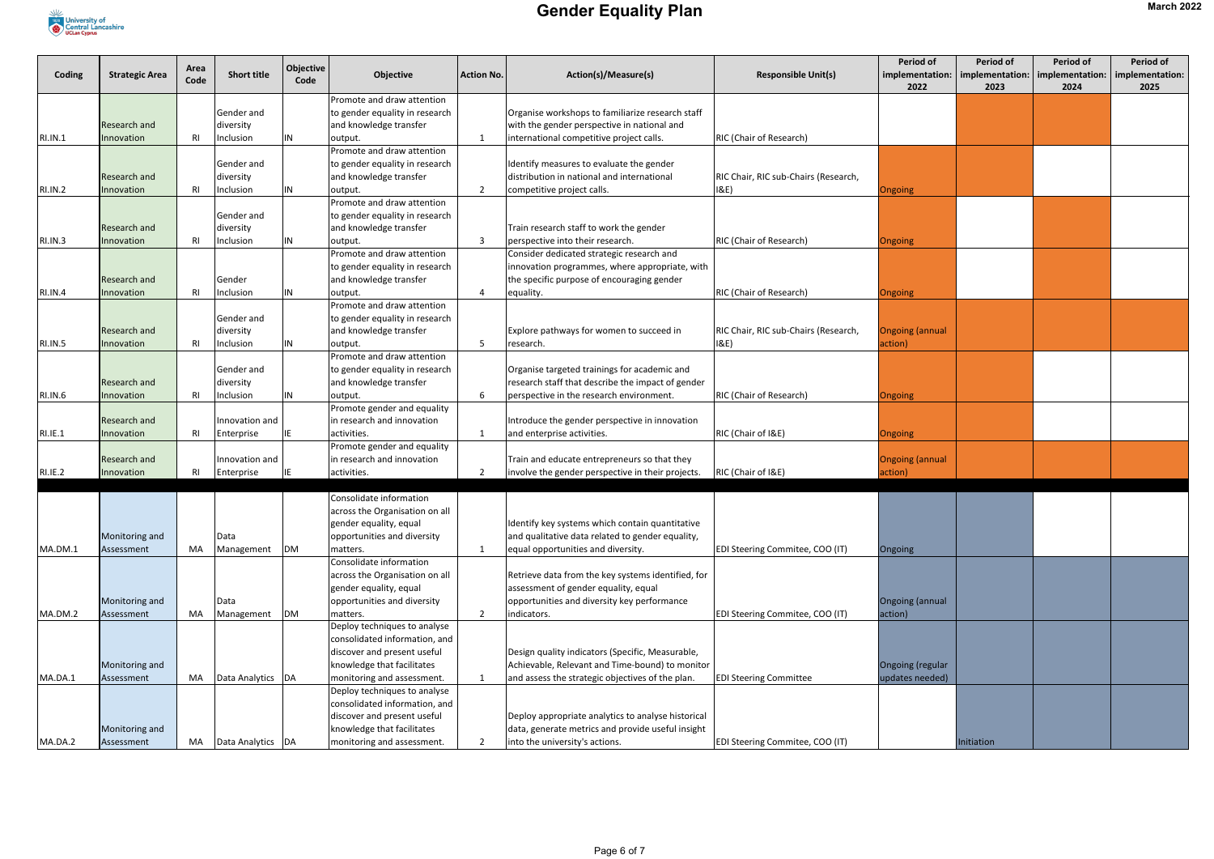| Coding | Strategic Area | Area Code | Short title | Objective Code | Objective | Action No. | Action(s)/Measure(s) | Responsible Unit(s) | Period of implementation: 2022 | Period of implementation: 2023 | Period of implementation: 2024 | Period of implementation: 2025 |
|---|---|---|---|---|---|---|---|---|---|---|---|---|
| RI.IN.1 | Research and Innovation | RI | Gender and diversity Inclusion | IN | Promote and draw attention to gender equality in research and knowledge transfer output. | 1 | Organise workshops to familiarize research staff with the gender perspective in national and international competitive project calls. | RIC (Chair of Research) | | | | |
| RI.IN.2 | Research and Innovation | RI | Gender and diversity Inclusion | IN | Promote and draw attention to gender equality in research and knowledge transfer output. | 2 | Identify measures to evaluate the gender distribution in national and international competitive project calls. | RIC Chair, RIC sub-Chairs (Research, I&E) | Ongoing | | | |
| RI.IN.3 | Research and Innovation | RI | Gender and diversity Inclusion | IN | Promote and draw attention to gender equality in research and knowledge transfer output. | 3 | Train research staff to work the gender perspective into their research. | RIC (Chair of Research) | Ongoing | | | |
| RI.IN.4 | Research and Innovation | RI | Gender Inclusion | IN | Promote and draw attention to gender equality in research and knowledge transfer output. | 4 | Consider dedicated strategic research and innovation programmes, where appropriate, with the specific purpose of encouraging gender equality. | RIC (Chair of Research) | Ongoing | | | |
| RI.IN.5 | Research and Innovation | RI | Gender and diversity Inclusion | IN | Promote and draw attention to gender equality in research and knowledge transfer output. | 5 | Explore pathways for women to succeed in research. | RIC Chair, RIC sub-Chairs (Research, I&E) | Ongoing (annual action) | | | |
| RI.IN.6 | Research and Innovation | RI | Gender and diversity Inclusion | IN | Promote and draw attention to gender equality in research and knowledge transfer output. | 6 | Organise targeted trainings for academic and research staff that describe the impact of gender perspective in the research environment. | RIC (Chair of Research) | Ongoing | | | |
| RI.IE.1 | Research and Innovation | RI | Innovation and Enterprise | IE | Promote gender and equality in research and innovation activities. | 1 | Introduce the gender perspective in innovation and enterprise activities. | RIC (Chair of I&E) | Ongoing | | | |
| RI.IE.2 | Research and Innovation | RI | Innovation and Enterprise | IE | Promote gender and equality in research and innovation activities. | 2 | Train and educate entrepreneurs so that they involve the gender perspective in their projects. | RIC (Chair of I&E) | Ongoing (annual action) | | | |
| MA.DM.1 | Monitoring and Assessment | MA | Data Management | DM | Consolidate information across the Organisation on all gender equality, equal opportunities and diversity matters. | 1 | Identify key systems which contain quantitative and qualitative data related to gender equality, equal opportunities and diversity. | EDI Steering Commitee, COO (IT) | Ongoing | | | |
| MA.DM.2 | Monitoring and Assessment | MA | Data Management | DM | Consolidate information across the Organisation on all gender equality, equal opportunities and diversity matters. | 2 | Retrieve data from the key systems identified, for assessment of gender equality, equal opportunities and diversity key performance indicators. | EDI Steering Commitee, COO (IT) | Ongoing (annual action) | | | |
| MA.DA.1 | Monitoring and Assessment | MA | Data Analytics | DA | Deploy techniques to analyse consolidated information, and discover and present useful knowledge that facilitates monitoring and assessment. | 1 | Design quality indicators (Specific, Measurable, Achievable, Relevant and Time-bound) to monitor and assess the strategic objectives of the plan. | EDI Steering Committee | Ongoing (regular updates needed) | | | |
| MA.DA.2 | Monitoring and Assessment | MA | Data Analytics | DA | Deploy techniques to analyse consolidated information, and discover and present useful knowledge that facilitates monitoring and assessment. | 2 | Deploy appropriate analytics to analyse historical data, generate metrics and provide useful insight into the university's actions. | EDI Steering Commitee, COO (IT) | | Initiation | | |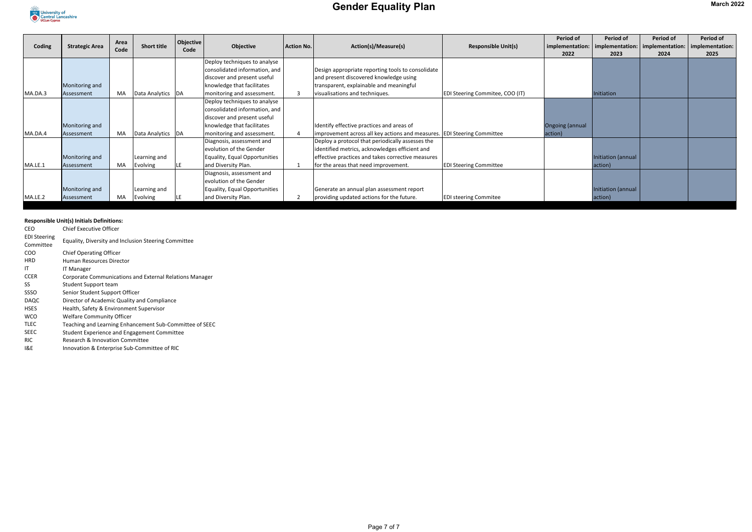# Gender Equality Plan

March 2022

| Coding | Strategic Area | Area Code | Short title | Objective Code | Objective | Action No. | Action(s)/Measure(s) | Responsible Unit(s) | Period of implementation: 2022 | Period of implementation: 2023 | Period of implementation: 2024 | Period of implementation: 2025 |
|---|---|---|---|---|---|---|---|---|---|---|---|---|
| MA.DA.3 | Monitoring and Assessment | MA | Data Analytics | DA | Deploy techniques to analyse consolidated information, and discover and present useful knowledge that facilitates monitoring and assessment. | 3 | Design appropriate reporting tools to consolidate and present discovered knowledge using transparent, explainable and meaningful visualisations and techniques. | EDI Steering Commitee, COO (IT) | | Initiation | | |
| MA.DA.4 | Monitoring and Assessment | MA | Data Analytics | DA | Deploy techniques to analyse consolidated information, and discover and present useful knowledge that facilitates monitoring and assessment. | 4 | Identify effective practices and areas of improvement across all key actions and measures. | EDI Steering Committee | Ongoing (annual action) | | | |
| MA.LE.1 | Monitoring and Assessment | MA | Learning and Evolving | LE | Diagnosis, assessment and evolution of the Gender Equality, Equal Opportunities and Diversity Plan. | 1 | Deploy a protocol that periodically assesses the identified metrics, acknowledges efficient and effective practices and takes corrective measures for the areas that need improvement. | EDI Steering Committee | | Initiation (annual action) | | |
| MA.LE.2 | Monitoring and Assessment | MA | Learning and Evolving | LE | Diagnosis, assessment and evolution of the Gender Equality, Equal Opportunities and Diversity Plan. | 2 | Generate an annual plan assessment report providing updated actions for the future. | EDI steering Commitee | | Initiation (annual action) | | |

**Responsible Unit(s) Initials Definitions:**

| | |
|---|---|
| CEO | Chief Executive Officer |
| EDI Steering Committee | Equality, Diversity and Inclusion Steering Committee |
| COO | Chief Operating Officer |
| HRD | Human Resources Director |
| IT | IT Manager |
| CCER | Corporate Communications and External Relations Manager |
| SS | Student Support team |
| SSSO | Senior Student Support Officer |
| DAQC | Director of Academic Quality and Compliance |
| HSES | Health, Safety & Environment Supervisor |
| WCO | Welfare Community Officer |
| TLEC | Teaching and Learning Enhancement Sub-Committee of SEEC |
| SEEC | Student Experience and Engagement Committee |
| RIC | Research & Innovation Committee |
| I&E | Innovation & Enterprise Sub-Committee of RIC |